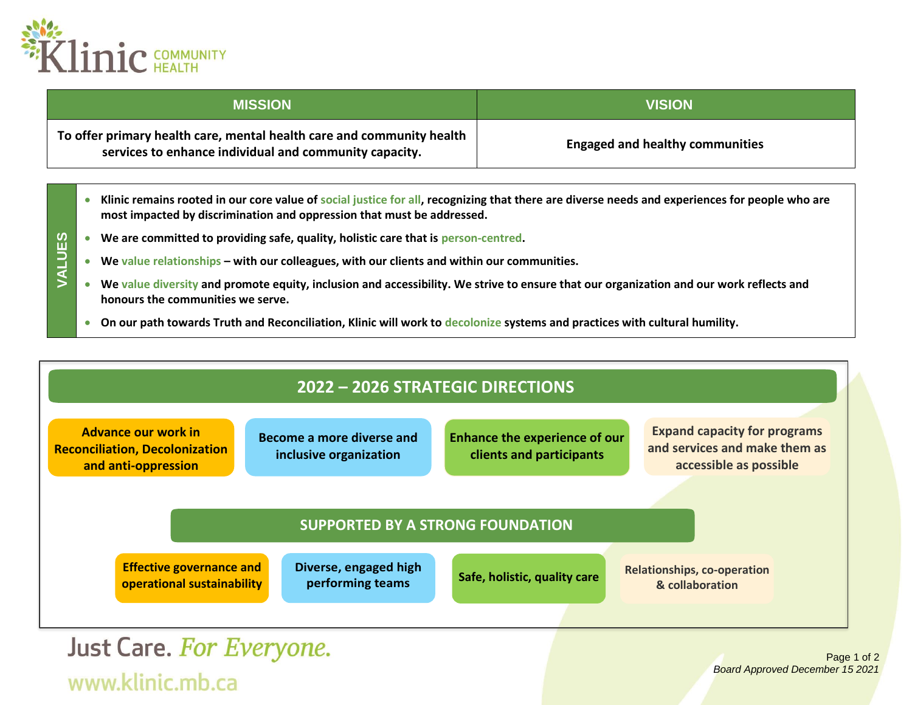Klinic COMMUNITY HEALTH

| MISSION | VISION |
| --- | --- |
| To offer primary health care, mental health care and community health services to enhance individual and community capacity. | Engaged and healthy communities |

## VALUES

- **Klinic remains rooted in our core value of social justice for all, recognizing that there are diverse needs and experiences for people who are most impacted by discrimination and oppression that must be addressed.**
- **We are committed to providing safe, quality, holistic care that is person-centred.**
- **We value relationships – with our colleagues, with our clients and within our communities.**
- **We value diversity and promote equity, inclusion and accessibility. We strive to ensure that our organization and our work reflects and honours the communities we serve.**
- **On our path towards Truth and Reconciliation, Klinic will work to decolonize systems and practices with cultural humility.**

## 2022 – 2026 STRATEGIC DIRECTIONS

- **Advance our work in Reconciliation, Decolonization and anti-oppression**
- **Become a more diverse and inclusive organization**
- **Enhance the experience of our clients and participants**
- **Expand capacity for programs and services and make them as accessible as possible**

## SUPPORTED BY A STRONG FOUNDATION

- **Effective governance and operational sustainability**
- **Diverse, engaged high performing teams**
- **Safe, holistic, quality care**
- **Relationships, co-operation & collaboration**

Just Care. *For Everyone.*

www.klinic.mb.ca

*Board Approved December 15 2021*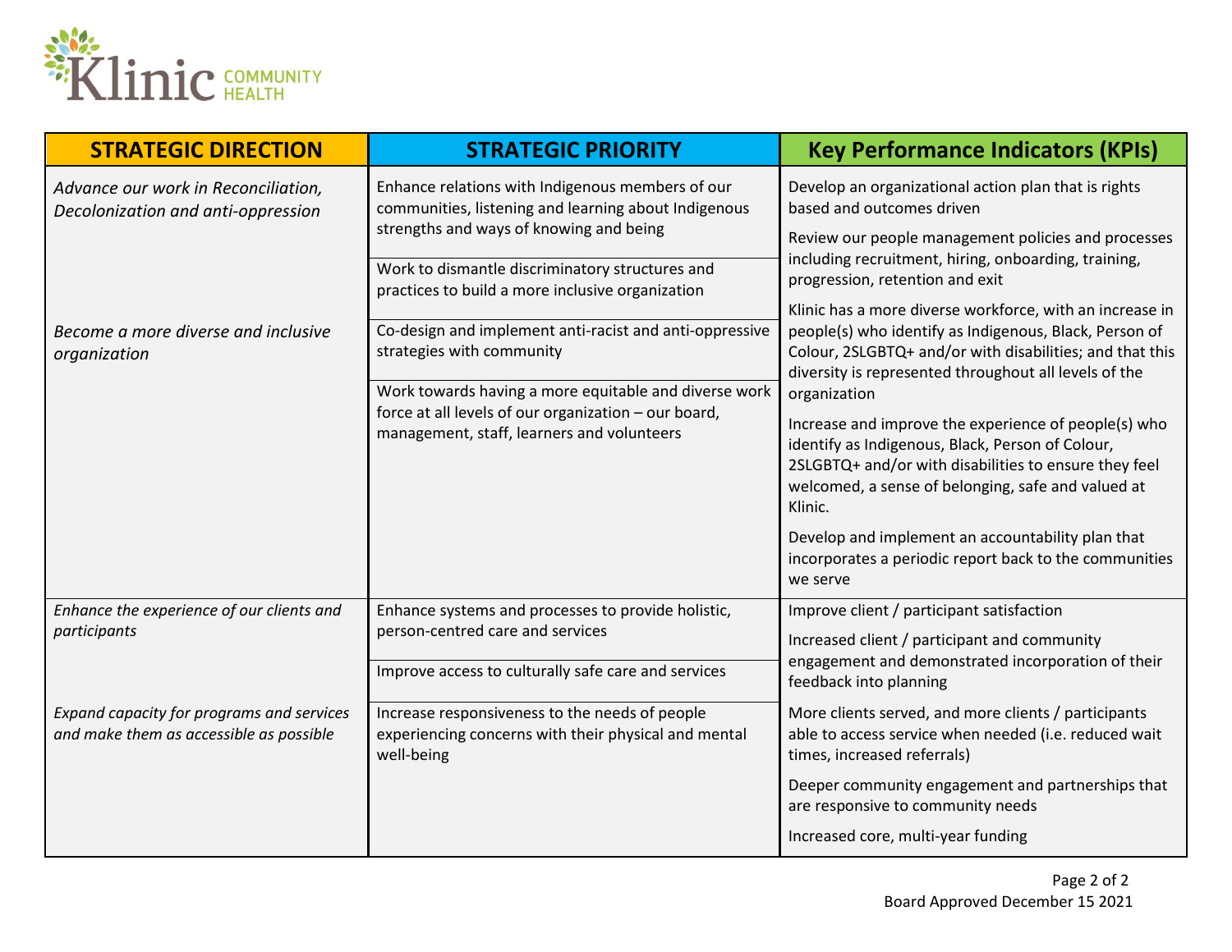| STRATEGIC DIRECTION | STRATEGIC PRIORITY | Key Performance Indicators (KPIs) |
|---|---|---|
| *Advance our work in Reconciliation, Decolonization and anti-oppression* | Enhance relations with Indigenous members of our communities, listening and learning about Indigenous strengths and ways of knowing and being | Develop an organizational action plan that is rights based and outcomes driven |
| | Work to dismantle discriminatory structures and practices to build a more inclusive organization | Review our people management policies and processes including recruitment, hiring, onboarding, training, progression, retention and exit |
| *Become a more diverse and inclusive organization* | Co-design and implement anti-racist and anti-oppressive strategies with community | Klinic has a more diverse workforce, with an increase in people(s) who identify as Indigenous, Black, Person of Colour, 2SLGBTQ+ and/or with disabilities; and that this diversity is represented throughout all levels of the organization |
| | Work towards having a more equitable and diverse work force at all levels of our organization – our board, management, staff, learners and volunteers | Increase and improve the experience of people(s) who identify as Indigenous, Black, Person of Colour, 2SLGBTQ+ and/or with disabilities to ensure they feel welcomed, a sense of belonging, safe and valued at Klinic. |
| | | Develop and implement an accountability plan that incorporates a periodic report back to the communities we serve |
| *Enhance the experience of our clients and participants* | Enhance systems and processes to provide holistic, person-centred care and services | Improve client / participant satisfaction |
| | Improve access to culturally safe care and services | Increased client / participant and community engagement and demonstrated incorporation of their feedback into planning |
| *Expand capacity for programs and services and make them as accessible as possible* | Increase responsiveness to the needs of people experiencing concerns with their physical and mental well-being | More clients served, and more clients / participants able to access service when needed (i.e. reduced wait times, increased referrals) |
| | | Deeper community engagement and partnerships that are responsive to community needs |
| | | Increased core, multi-year funding |

Board Approved December 15 2021